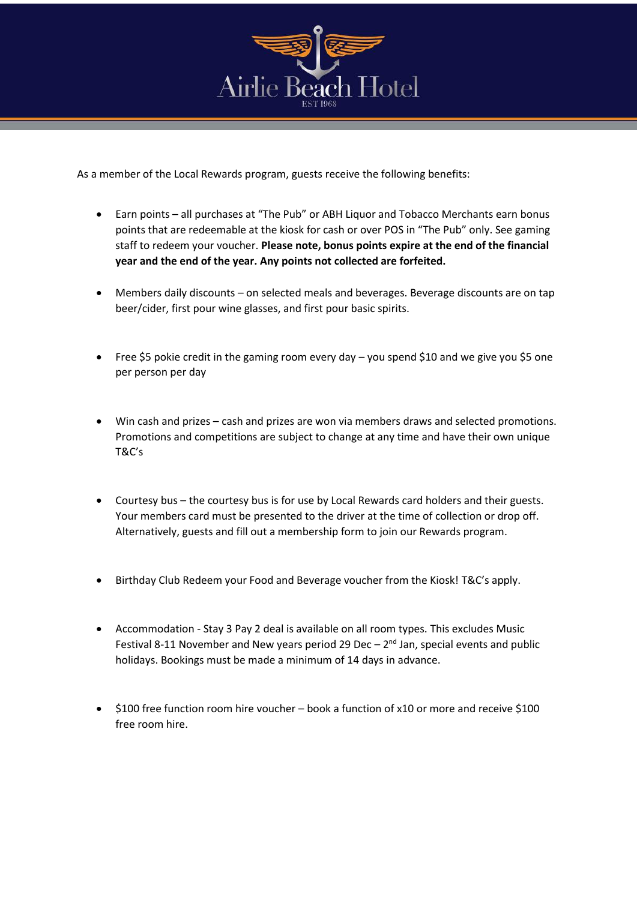# Airlie Beach Hotel

EST 1968

As a member of the Local Rewards program, guests receive the following benefits:

- Earn points – all purchases at "The Pub" or ABH Liquor and Tobacco Merchants earn bonus points that are redeemable at the kiosk for cash or over POS in "The Pub" only. See gaming staff to redeem your voucher. **Please note, bonus points expire at the end of the financial year and the end of the year. Any points not collected are forfeited.**

- Members daily discounts – on selected meals and beverages. Beverage discounts are on tap beer/cider, first pour wine glasses, and first pour basic spirits.

- Free $5 pokie credit in the gaming room every day – you spend $10 and we give you $5 one per person per day

- Win cash and prizes – cash and prizes are won via members draws and selected promotions. Promotions and competitions are subject to change at any time and have their own unique T&C's

- Courtesy bus – the courtesy bus is for use by Local Rewards card holders and their guests. Your members card must be presented to the driver at the time of collection or drop off. Alternatively, guests and fill out a membership form to join our Rewards program.

- Birthday Club Redeem your Food and Beverage voucher from the Kiosk! T&C's apply.

- Accommodation - Stay 3 Pay 2 deal is available on all room types. This excludes Music Festival 8-11 November and New years period 29 Dec – 2nd Jan, special events and public holidays. Bookings must be made a minimum of 14 days in advance.

- $100 free function room hire voucher – book a function of x10 or more and receive $100 free room hire.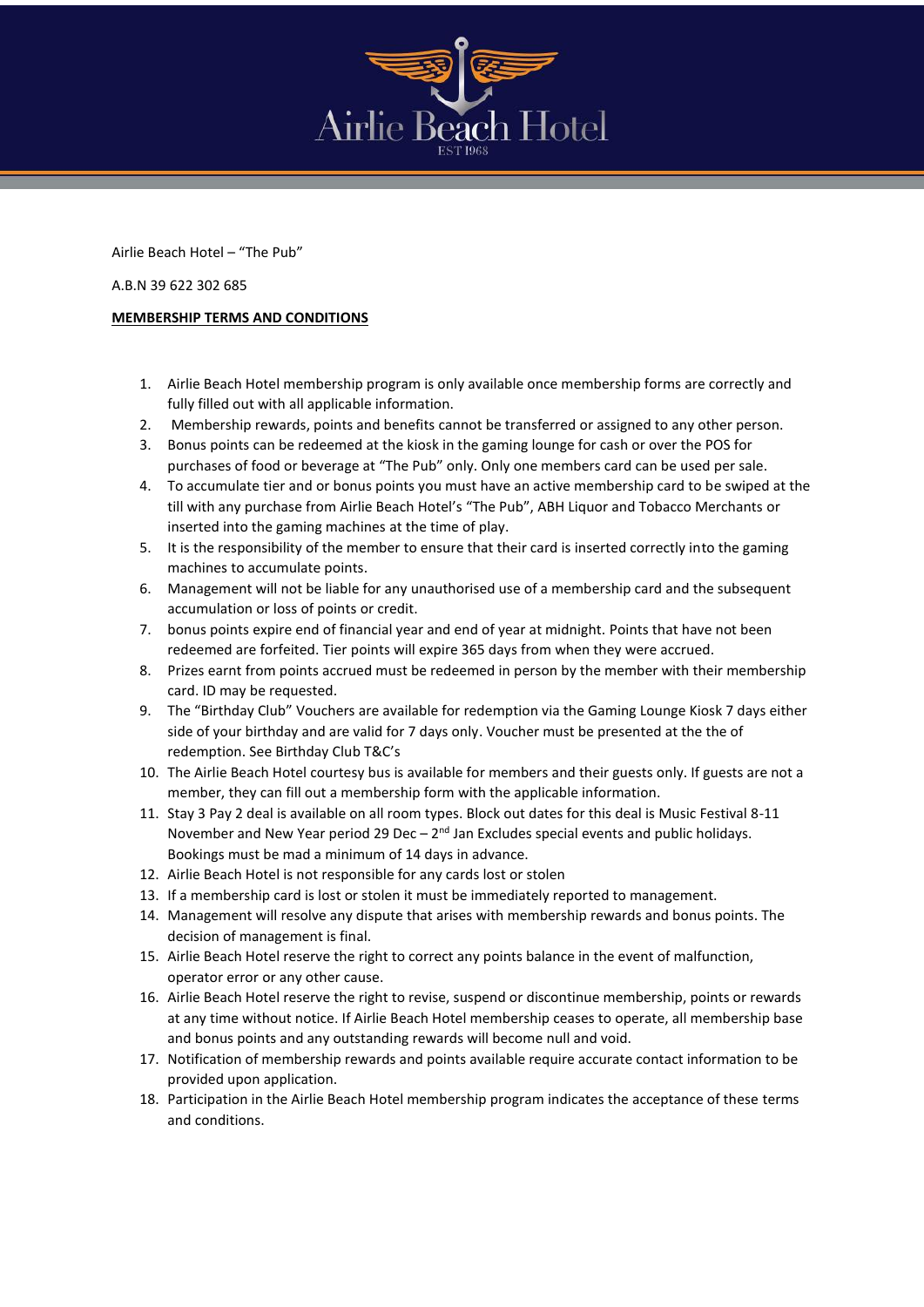Airlie Beach Hotel – "The Pub"

A.B.N 39 622 302 685

**MEMBERSHIP TERMS AND CONDITIONS**

1. Airlie Beach Hotel membership program is only available once membership forms are correctly and fully filled out with all applicable information.
2. Membership rewards, points and benefits cannot be transferred or assigned to any other person.
3. Bonus points can be redeemed at the kiosk in the gaming lounge for cash or over the POS for purchases of food or beverage at "The Pub" only. Only one members card can be used per sale.
4. To accumulate tier and or bonus points you must have an active membership card to be swiped at the till with any purchase from Airlie Beach Hotel's "The Pub", ABH Liquor and Tobacco Merchants or inserted into the gaming machines at the time of play.
5. It is the responsibility of the member to ensure that their card is inserted correctly into the gaming machines to accumulate points.
6. Management will not be liable for any unauthorised use of a membership card and the subsequent accumulation or loss of points or credit.
7. bonus points expire end of financial year and end of year at midnight. Points that have not been redeemed are forfeited. Tier points will expire 365 days from when they were accrued.
8. Prizes earnt from points accrued must be redeemed in person by the member with their membership card. ID may be requested.
9. The "Birthday Club" Vouchers are available for redemption via the Gaming Lounge Kiosk 7 days either side of your birthday and are valid for 7 days only. Voucher must be presented at the the of redemption. See Birthday Club T&C's
10. The Airlie Beach Hotel courtesy bus is available for members and their guests only. If guests are not a member, they can fill out a membership form with the applicable information.
11. Stay 3 Pay 2 deal is available on all room types. Block out dates for this deal is Music Festival 8-11 November and New Year period 29 Dec – 2nd Jan Excludes special events and public holidays. Bookings must be mad a minimum of 14 days in advance.
12. Airlie Beach Hotel is not responsible for any cards lost or stolen
13. If a membership card is lost or stolen it must be immediately reported to management.
14. Management will resolve any dispute that arises with membership rewards and bonus points. The decision of management is final.
15. Airlie Beach Hotel reserve the right to correct any points balance in the event of malfunction, operator error or any other cause.
16. Airlie Beach Hotel reserve the right to revise, suspend or discontinue membership, points or rewards at any time without notice. If Airlie Beach Hotel membership ceases to operate, all membership base and bonus points and any outstanding rewards will become null and void.
17. Notification of membership rewards and points available require accurate contact information to be provided upon application.
18. Participation in the Airlie Beach Hotel membership program indicates the acceptance of these terms and conditions.